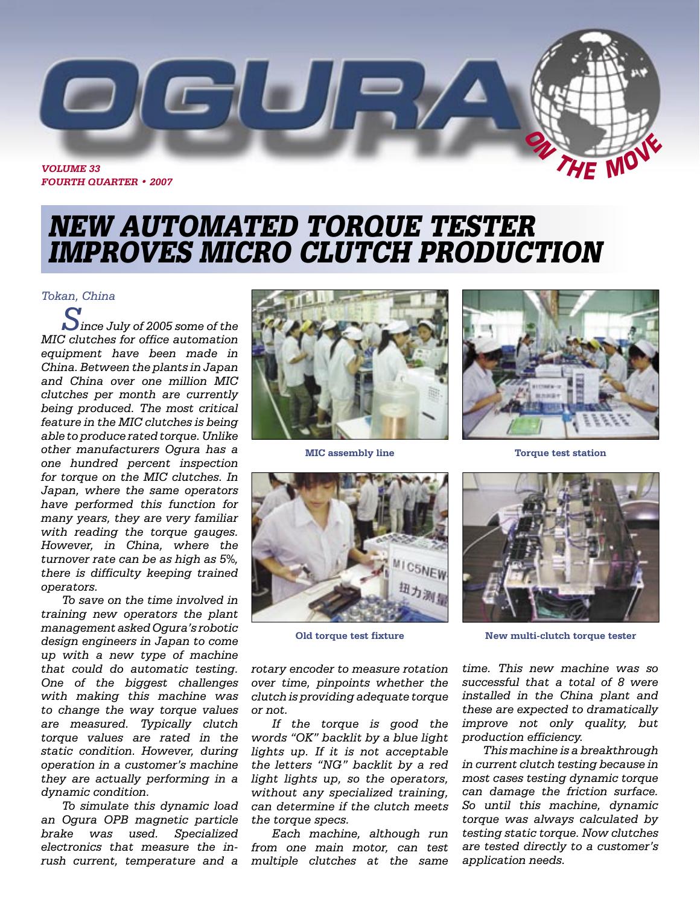# OGURA ON THE MOVE

*VOLUME 33*
*FOURTH QUARTER • 2007*

## *NEW AUTOMATED TORQUE TESTER IMPROVES MICRO CLUTCH PRODUCTION*

*Tokan, China*

*Since July of 2005 some of the MIC clutches for office automation equipment have been made in China. Between the plants in Japan and China over one million MIC clutches per month are currently being produced. The most critical feature in the MIC clutches is being able to produce rated torque. Unlike other manufacturers Ogura has a one hundred percent inspection for torque on the MIC clutches. In Japan, where the same operators have performed this function for many years, they are very familiar with reading the torque gauges. However, in China, where the turnover rate can be as high as 5%, there is difficulty keeping trained operators.*

*To save on the time involved in training new operators the plant management asked Ogura's robotic design engineers in Japan to come up with a new type of machine that could do automatic testing. One of the biggest challenges with making this machine was to change the way torque values are measured. Typically clutch torque values are rated in the static condition. However, during operation in a customer's machine they are actually performing in a dynamic condition.*

*To simulate this dynamic load an Ogura OPB magnetic particle brake was used. Specialized electronics that measure the in-rush current, temperature and a rotary encoder to measure rotation over time, pinpoints whether the clutch is providing adequate torque or not.*

*If the torque is good the words "OK" backlit by a blue light lights up. If it is not acceptable the letters "NG" backlit by a red light lights up, so the operators, without any specialized training, can determine if the clutch meets the torque specs.*

*Each machine, although run from one main motor, can test multiple clutches at the same time. This new machine was so successful that a total of 8 were installed in the China plant and these are expected to dramatically improve not only quality, but production efficiency.*

*This machine is a breakthrough in current clutch testing because in most cases testing dynamic torque can damage the friction surface. So until this machine, dynamic torque was always calculated by testing static torque. Now clutches are tested directly to a customer's application needs.*

**MIC assembly line**

**Torque test station**

**Old torque test fixture**

**New multi-clutch torque tester**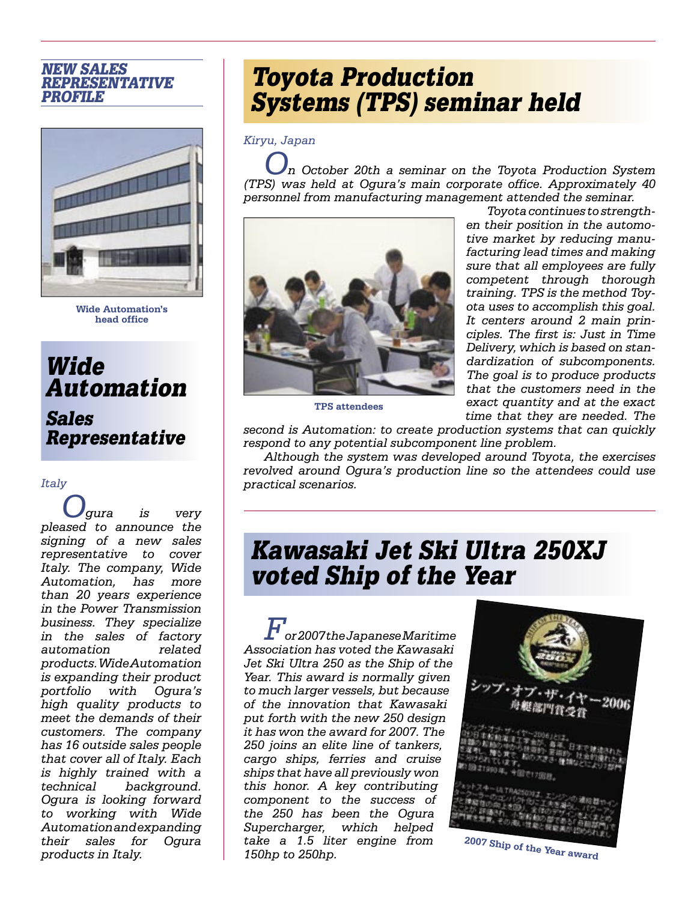## NEW SALES REPRESENTATIVE PROFILE

Wide Automation's head office

# Wide Automation

## Sales Representative

*Italy*

*Ogura is very pleased to announce the signing of a new sales representative to cover Italy. The company, Wide Automation, has more than 20 years experience in the Power Transmission business. They specialize in the sales of factory automation related products. Wide Automation is expanding their product portfolio with Ogura's high quality products to meet the demands of their customers. The company has 16 outside sales people that cover all of Italy. Each is highly trained with a technical background. Ogura is looking forward to working with Wide Automation and expanding their sales for Ogura products in Italy.*

# Toyota Production Systems (TPS) seminar held

*Kiryu, Japan*

*On October 20th a seminar on the Toyota Production System (TPS) was held at Ogura's main corporate office. Approximately 40 personnel from manufacturing management attended the seminar.*

*Toyota continues to strengthen their position in the automotive market by reducing manufacturing lead times and making sure that all employees are fully competent through thorough training. TPS is the method Toyota uses to accomplish this goal. It centers around 2 main principles. The first is: Just in Time Delivery, which is based on standardization of subcomponents. The goal is to produce products that the customers need in the exact quantity and at the exact time that they are needed. The second is Automation: to create production systems that can quickly respond to any potential subcomponent line problem.*

*Although the system was developed around Toyota, the exercises revolved around Ogura's production line so the attendees could use practical scenarios.*

TPS attendees

# Kawasaki Jet Ski Ultra 250XJ voted Ship of the Year

*For 2007 the Japanese Maritime Association has voted the Kawasaki Jet Ski Ultra 250 as the Ship of the Year. This award is normally given to much larger vessels, but because of the innovation that Kawasaki put forth with the new 250 design it has won the award for 2007. The 250 joins an elite line of tankers, cargo ships, ferries and cruise ships that have all previously won this honor. A key contributing component to the success of the 250 has been the Ogura Supercharger, which helped take a 1.5 liter engine from 150hp to 250hp.*

2007 Ship of the Year award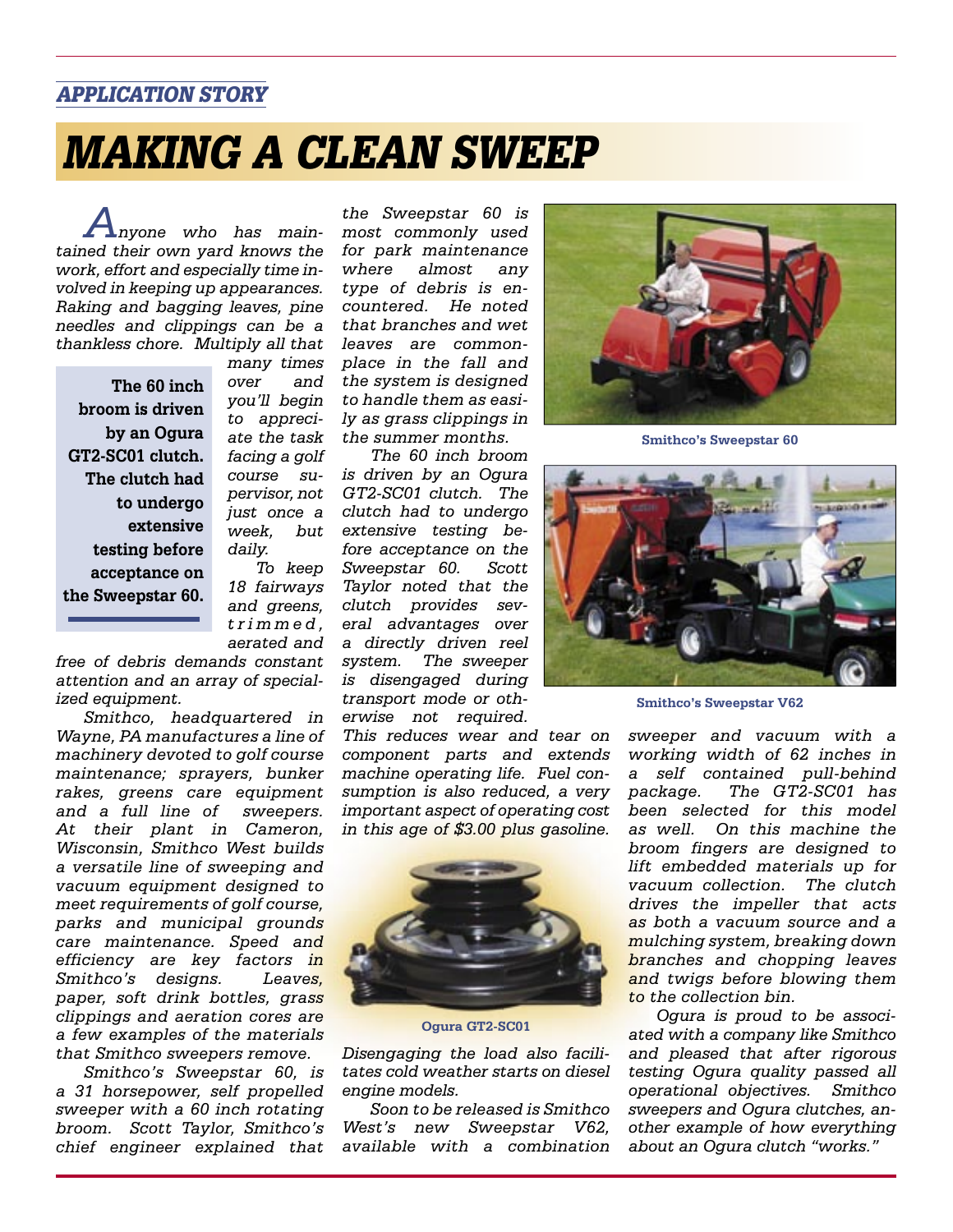*APPLICATION STORY*

# *MAKING A CLEAN SWEEP*

*Anyone who has maintained their own yard knows the work, effort and especially time involved in keeping up appearances. Raking and bagging leaves, pine needles and clippings can be a thankless chore. Multiply all that many times over and you'll begin to appreciate the task facing a golf course supervisor, not just once a week, but daily.*

**The 60 inch broom is driven by an Ogura GT2-SC01 clutch. The clutch had to undergo extensive testing before acceptance on the Sweepstar 60.**

*To keep 18 fairways and greens, trimmed, aerated and free of debris demands constant attention and an array of specialized equipment.*

*Smithco, headquartered in Wayne, PA manufactures a line of machinery devoted to golf course maintenance; sprayers, bunker rakes, greens care equipment and a full line of sweepers. At their plant in Cameron, Wisconsin, Smithco West builds a versatile line of sweeping and vacuum equipment designed to meet requirements of golf course, parks and municipal grounds care maintenance. Speed and efficiency are key factors in Smithco's designs. Leaves, paper, soft drink bottles, grass clippings and aeration cores are a few examples of the materials that Smithco sweepers remove.*

*Smithco's Sweepstar 60, is a 31 horsepower, self propelled sweeper with a 60 inch rotating broom. Scott Taylor, Smithco's chief engineer explained that the Sweepstar 60 is most commonly used for park maintenance where almost any type of debris is encountered. He noted that branches and wet leaves are commonplace in the fall and the system is designed to handle them as easily as grass clippings in the summer months.*

*The 60 inch broom is driven by an Ogura GT2-SC01 clutch. The clutch had to undergo extensive testing before acceptance on the Sweepstar 60. Scott Taylor noted that the clutch provides several advantages over a directly driven reel system. The sweeper is disengaged during transport mode or otherwise not required. This reduces wear and tear on component parts and extends machine operating life. Fuel consumption is also reduced, a very important aspect of operating cost in this age of $3.00 plus gasoline.*

**Ogura GT2-SC01**

*Disengaging the load also facilitates cold weather starts on diesel engine models.*

*Soon to be released is Smithco West's new Sweepstar V62, available with a combination sweeper and vacuum with a working width of 62 inches in a self contained pull-behind package. The GT2-SC01 has been selected for this model as well. On this machine the broom fingers are designed to lift embedded materials up for vacuum collection. The clutch drives the impeller that acts as both a vacuum source and a mulching system, breaking down branches and chopping leaves and twigs before blowing them to the collection bin.*

*Ogura is proud to be associated with a company like Smithco and pleased that after rigorous testing Ogura quality passed all operational objectives. Smithco sweepers and Ogura clutches, another example of how everything about an Ogura clutch "works."*

**Smithco's Sweepstar 60**

**Smithco's Sweepstar V62**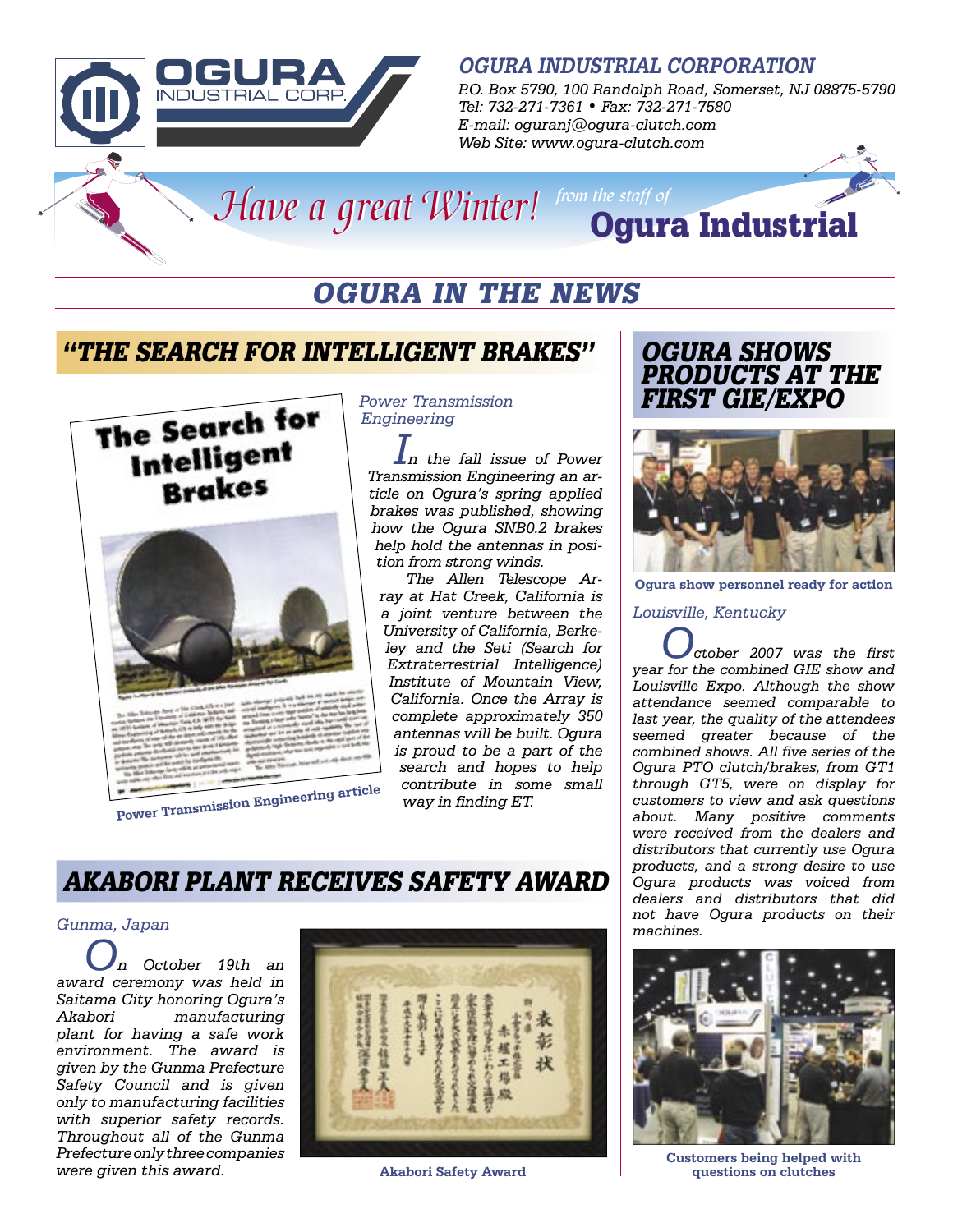# OGURA INDUSTRIAL CORPORATION

*P.O. Box 5790, 100 Randolph Road, Somerset, NJ 08875-5790*
*Tel: 732-271-7361 • Fax: 732-271-7580*
*E-mail: oguranj@ogura-clutch.com*
*Web Site: www.ogura-clutch.com*

*Have a great Winter!* *from the staff of* **Ogura Industrial**

## OGURA IN THE NEWS

### "THE SEARCH FOR INTELLIGENT BRAKES"

**Power Transmission Engineering article**

*Power Transmission Engineering*

*In the fall issue of Power Transmission Engineering an article on Ogura's spring applied brakes was published, showing how the Ogura SNB0.2 brakes help hold the antennas in position from strong winds.*

*The Allen Telescope Array at Hat Creek, California is a joint venture between the University of California, Berkeley and the Seti (Search for Extraterrestrial Intelligence) Institute of Mountain View, California. Once the Array is complete approximately 350 antennas will be built. Ogura is proud to be a part of the search and hopes to help contribute in some small way in finding ET.*

### AKABORI PLANT RECEIVES SAFETY AWARD

*Gunma, Japan*

*On October 19th an award ceremony was held in Saitama City honoring Ogura's Akabori manufacturing plant for having a safe work environment. The award is given by the Gunma Prefecture Safety Council and is given only to manufacturing facilities with superior safety records. Throughout all of the Gunma Prefecture only three companies were given this award.*

**Akabori Safety Award**

### OGURA SHOWS PRODUCTS AT THE FIRST GIE/EXPO

**Ogura show personnel ready for action**

*Louisville, Kentucky*

*October 2007 was the first year for the combined GIE show and Louisville Expo. Although the show attendance seemed comparable to last year, the quality of the attendees seemed greater because of the combined shows. All five series of the Ogura PTO clutch/brakes, from GT1 through GT5, were on display for customers to view and ask questions about. Many positive comments were received from the dealers and distributors that currently use Ogura products, and a strong desire to use Ogura products was voiced from dealers and distributors that did not have Ogura products on their machines.*

**Customers being helped with questions on clutches**